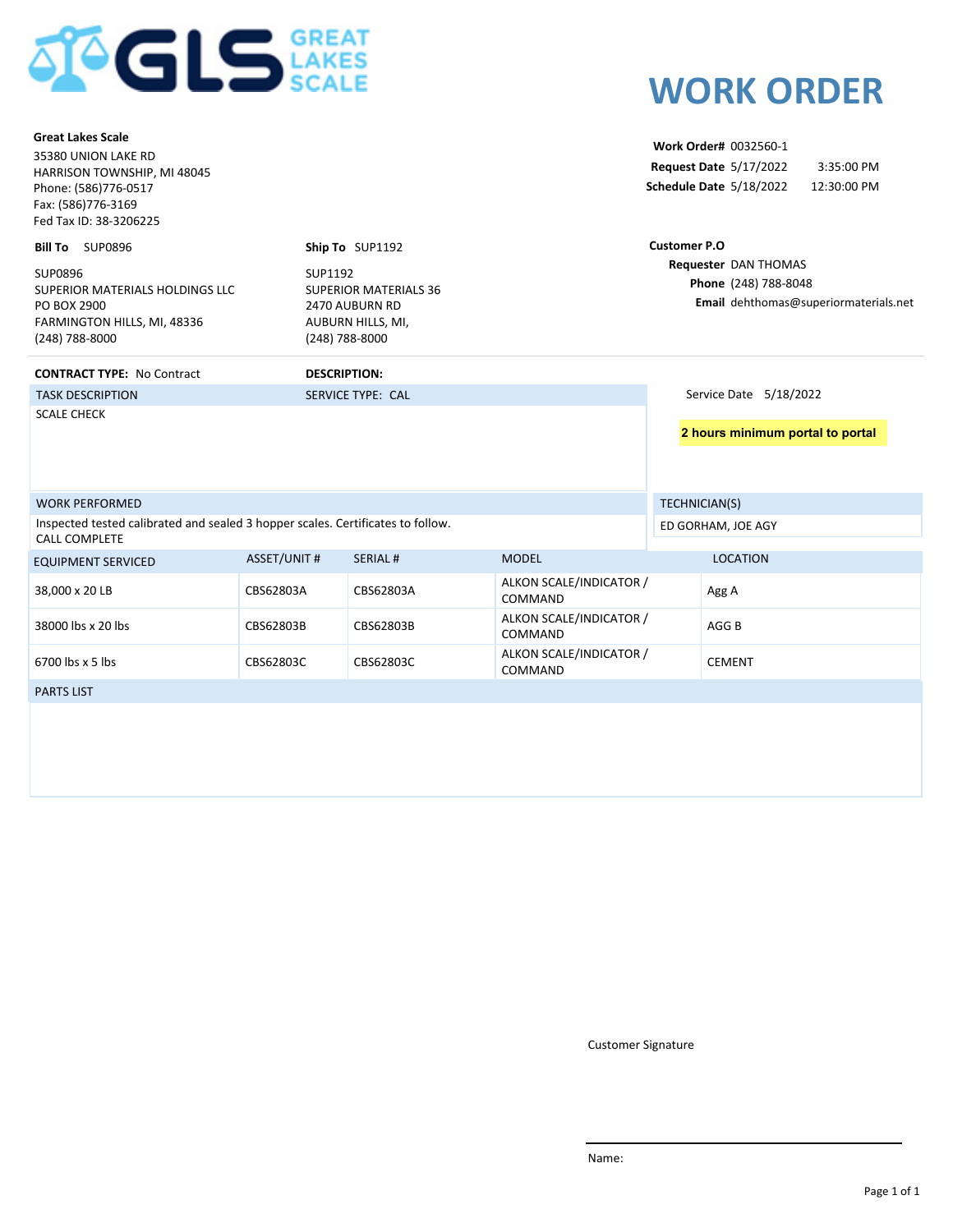GREAT LAKES SCALE

# WORK ORDER

**Great Lakes Scale**
35380 UNION LAKE RD
HARRISON TOWNSHIP, MI 48045
Phone: (586)776-0517
Fax: (586)776-3169
Fed Tax ID: 38-3206225

**Work Order#** 0032560-1
**Request Date** 5/17/2022 3:35:00 PM
**Schedule Date** 5/18/2022 12:30:00 PM

**Bill To** SUP0896

SUP0896
SUPERIOR MATERIALS HOLDINGS LLC
PO BOX 2900
FARMINGTON HILLS, MI, 48336
(248) 788-8000

**Ship To** SUP1192

SUP1192
SUPERIOR MATERIALS 36
2470 AUBURN RD
AUBURN HILLS, MI,
(248) 788-8000

**Customer P.O**
**Requester** DAN THOMAS
**Phone** (248) 788-8048
**Email** dehthomas@superiormaterials.net

**CONTRACT TYPE:** No Contract

**DESCRIPTION:**

TASK DESCRIPTION — SERVICE TYPE: CAL

SCALE CHECK

Service Date 5/18/2022

**2 hours minimum portal to portal**

WORK PERFORMED

Inspected tested calibrated and sealed 3 hopper scales. Certificates to follow.
CALL COMPLETE

TECHNICIAN(S)

ED GORHAM, JOE AGY

| EQUIPMENT SERVICED | ASSET/UNIT # | SERIAL # | MODEL | LOCATION |
|---|---|---|---|---|
| 38,000 x 20 LB | CBS62803A | CBS62803A | ALKON SCALE/INDICATOR / COMMAND | Agg A |
| 38000 lbs x 20 lbs | CBS62803B | CBS62803B | ALKON SCALE/INDICATOR / COMMAND | AGG B |
| 6700 lbs x 5 lbs | CBS62803C | CBS62803C | ALKON SCALE/INDICATOR / COMMAND | CEMENT |

PARTS LIST

Customer Signature

Name: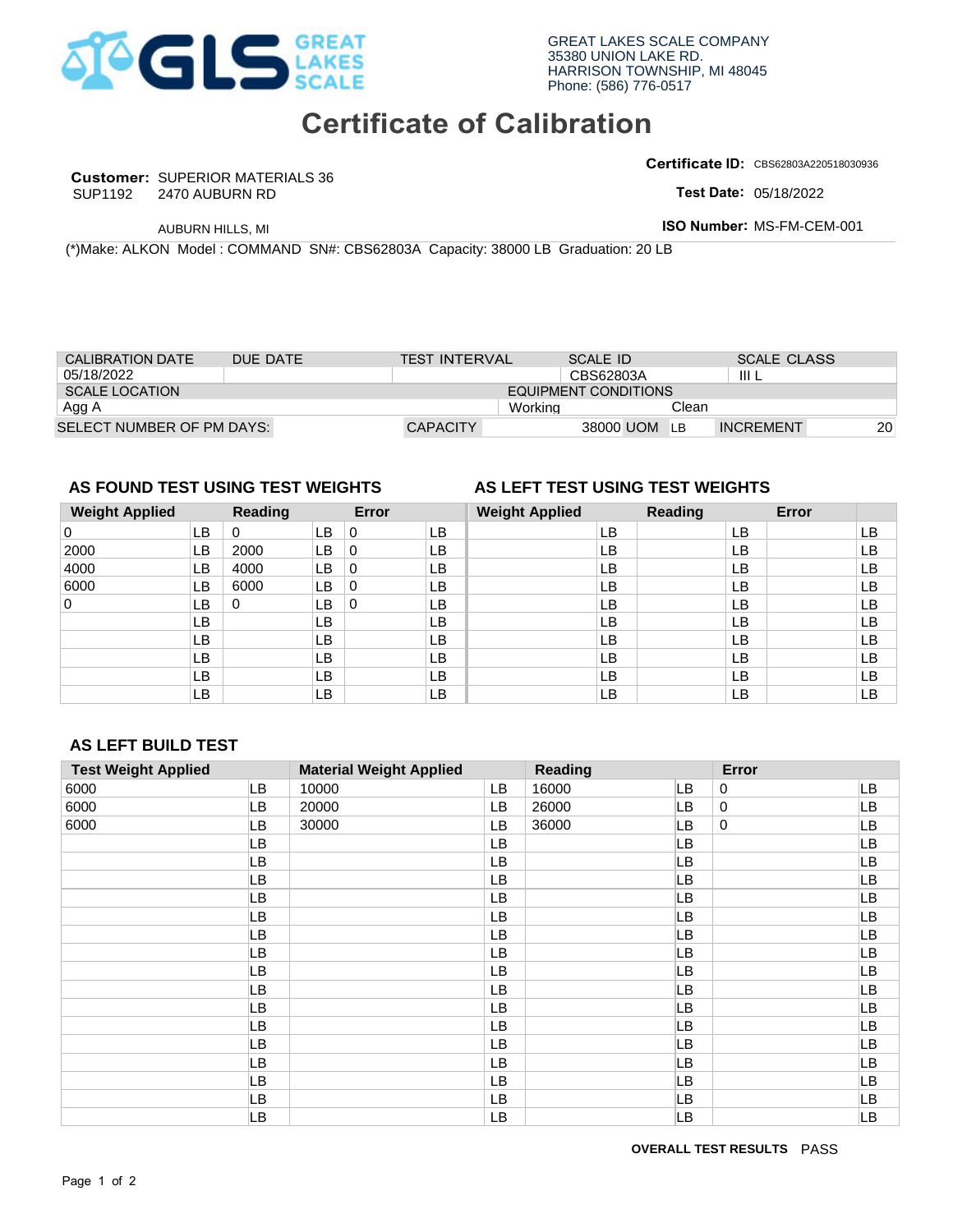GREAT LAKES SCALE COMPANY
35380 UNION LAKE RD.
HARRISON TOWNSHIP, MI 48045
Phone: (586) 776-0517

# Certificate of Calibration

**Customer:** SUPERIOR MATERIALS 36
SUP1192 2470 AUBURN RD
AUBURN HILLS, MI

**Certificate ID:** CBS62803A220518030936
**Test Date:** 05/18/2022
**ISO Number:** MS-FM-CEM-001

(*)Make: ALKON Model : COMMAND SN#: CBS62803A Capacity: 38000 LB Graduation: 20 LB

| CALIBRATION DATE | DUE DATE | TEST INTERVAL | SCALE ID | SCALE CLASS |
|---|---|---|---|---|
| 05/18/2022 | | | CBS62803A | III L |

| SCALE LOCATION | EQUIPMENT CONDITIONS | |
|---|---|---|
| Agg A | Working | Clean |

| SELECT NUMBER OF PM DAYS: | CAPACITY | 38000 UOM LB | INCREMENT | 20 |
|---|---|---|---|---|

### AS FOUND TEST USING TEST WEIGHTS

| Weight Applied | | Reading | | Error | |
|---|---|---|---|---|---|
| 0 | LB | 0 | LB | 0 | LB |
| 2000 | LB | 2000 | LB | 0 | LB |
| 4000 | LB | 4000 | LB | 0 | LB |
| 6000 | LB | 6000 | LB | 0 | LB |
| 0 | LB | 0 | LB | 0 | LB |
| | LB | | LB | | LB |
| | LB | | LB | | LB |
| | LB | | LB | | LB |
| | LB | | LB | | LB |
| | LB | | LB | | LB |

### AS LEFT TEST USING TEST WEIGHTS

| Weight Applied | | Reading | | Error | |
|---|---|---|---|---|---|
| | LB | | LB | | LB |
| | LB | | LB | | LB |
| | LB | | LB | | LB |
| | LB | | LB | | LB |
| | LB | | LB | | LB |
| | LB | | LB | | LB |
| | LB | | LB | | LB |
| | LB | | LB | | LB |
| | LB | | LB | | LB |
| | LB | | LB | | LB |

### AS LEFT BUILD TEST

| Test Weight Applied | | Material Weight Applied | | Reading | | Error | |
|---|---|---|---|---|---|---|---|
| 6000 | LB | 10000 | LB | 16000 | LB | 0 | LB |
| 6000 | LB | 20000 | LB | 26000 | LB | 0 | LB |
| 6000 | LB | 30000 | LB | 36000 | LB | 0 | LB |
| | LB | | LB | | LB | | LB |
| | LB | | LB | | LB | | LB |
| | LB | | LB | | LB | | LB |
| | LB | | LB | | LB | | LB |
| | LB | | LB | | LB | | LB |
| | LB | | LB | | LB | | LB |
| | LB | | LB | | LB | | LB |
| | LB | | LB | | LB | | LB |
| | LB | | LB | | LB | | LB |
| | LB | | LB | | LB | | LB |
| | LB | | LB | | LB | | LB |
| | LB | | LB | | LB | | LB |
| | LB | | LB | | LB | | LB |
| | LB | | LB | | LB | | LB |
| | LB | | LB | | LB | | LB |
| | LB | | LB | | LB | | LB |

**OVERALL TEST RESULTS** PASS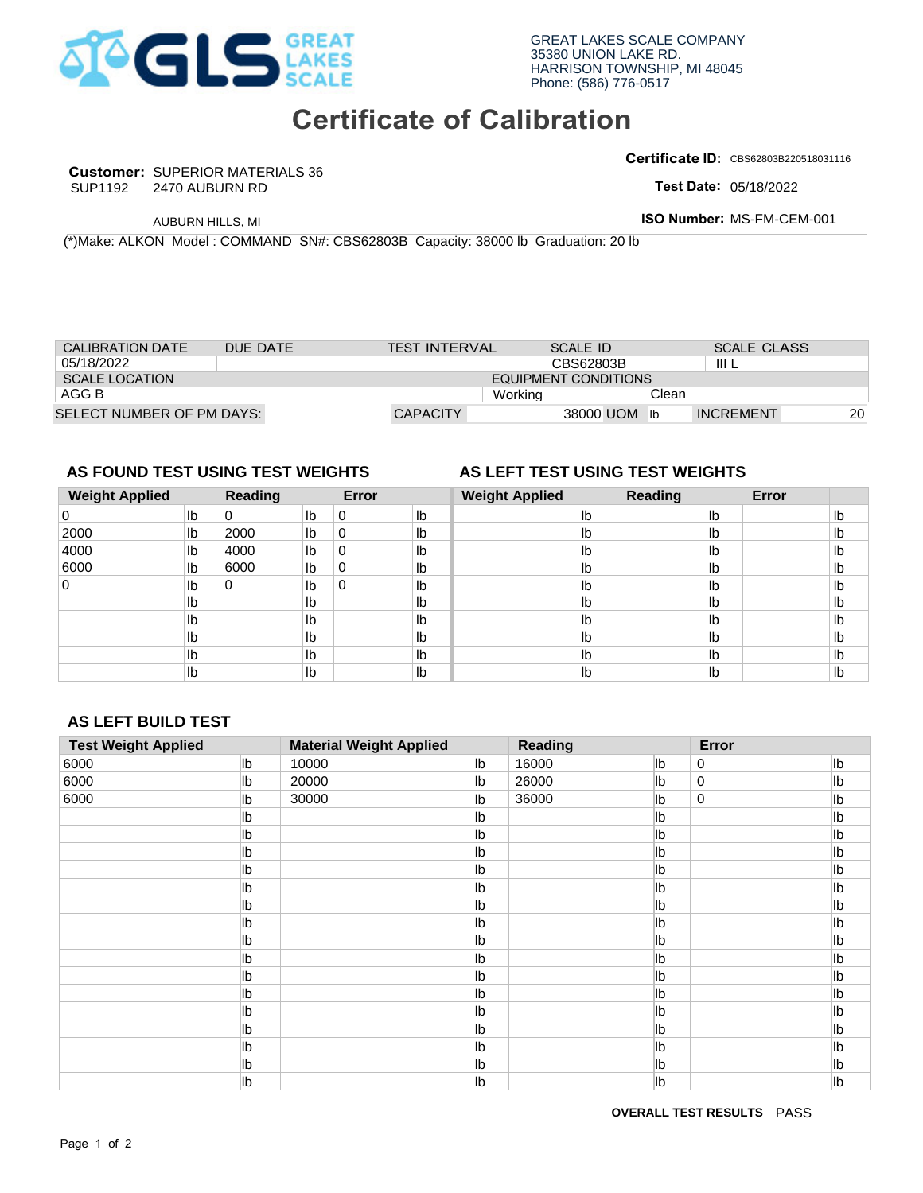GLS GREAT LAKES SCALE

GREAT LAKES SCALE COMPANY
35380 UNION LAKE RD.
HARRISON TOWNSHIP, MI 48045
Phone: (586) 776-0517

# Certificate of Calibration

**Customer:** SUPERIOR MATERIALS 36
SUP1192 2470 AUBURN RD

AUBURN HILLS, MI

**Certificate ID:** CBS62803B220518031116

**Test Date:** 05/18/2022

**ISO Number:** MS-FM-CEM-001

(*)Make: ALKON Model : COMMAND SN#: CBS62803B Capacity: 38000 lb Graduation: 20 lb

| CALIBRATION DATE | DUE DATE | TEST INTERVAL | SCALE ID | SCALE CLASS |
|---|---|---|---|---|
| 05/18/2022 | | | CBS62803B | III L |

| SCALE LOCATION | EQUIPMENT CONDITIONS | |
|---|---|---|
| AGG B | Working | Clean |

| SELECT NUMBER OF PM DAYS: | CAPACITY | 38000 UOM | lb | INCREMENT | 20 |
|---|---|---|---|---|---|

### AS FOUND TEST USING TEST WEIGHTS

| Weight Applied | | Reading | | Error | |
|---|---|---|---|---|---|
| 0 | lb | 0 | lb | 0 | lb |
| 2000 | lb | 2000 | lb | 0 | lb |
| 4000 | lb | 4000 | lb | 0 | lb |
| 6000 | lb | 6000 | lb | 0 | lb |
| 0 | lb | 0 | lb | 0 | lb |
| | lb | | lb | | lb |
| | lb | | lb | | lb |
| | lb | | lb | | lb |
| | lb | | lb | | lb |
| | lb | | lb | | lb |

### AS LEFT TEST USING TEST WEIGHTS

| Weight Applied | | Reading | | Error | |
|---|---|---|---|---|---|
| | lb | | lb | | lb |
| | lb | | lb | | lb |
| | lb | | lb | | lb |
| | lb | | lb | | lb |
| | lb | | lb | | lb |
| | lb | | lb | | lb |
| | lb | | lb | | lb |
| | lb | | lb | | lb |
| | lb | | lb | | lb |
| | lb | | lb | | lb |

### AS LEFT BUILD TEST

| Test Weight Applied | | Material Weight Applied | | Reading | | Error | |
|---|---|---|---|---|---|---|---|
| 6000 | lb | 10000 | lb | 16000 | lb | 0 | lb |
| 6000 | lb | 20000 | lb | 26000 | lb | 0 | lb |
| 6000 | lb | 30000 | lb | 36000 | lb | 0 | lb |
| | lb | | lb | | lb | | lb |
| | lb | | lb | | lb | | lb |
| | lb | | lb | | lb | | lb |
| | lb | | lb | | lb | | lb |
| | lb | | lb | | lb | | lb |
| | lb | | lb | | lb | | lb |
| | lb | | lb | | lb | | lb |
| | lb | | lb | | lb | | lb |
| | lb | | lb | | lb | | lb |
| | lb | | lb | | lb | | lb |
| | lb | | lb | | lb | | lb |
| | lb | | lb | | lb | | lb |
| | lb | | lb | | lb | | lb |
| | lb | | lb | | lb | | lb |
| | lb | | lb | | lb | | lb |
| | lb | | lb | | lb | | lb |

**OVERALL TEST RESULTS** PASS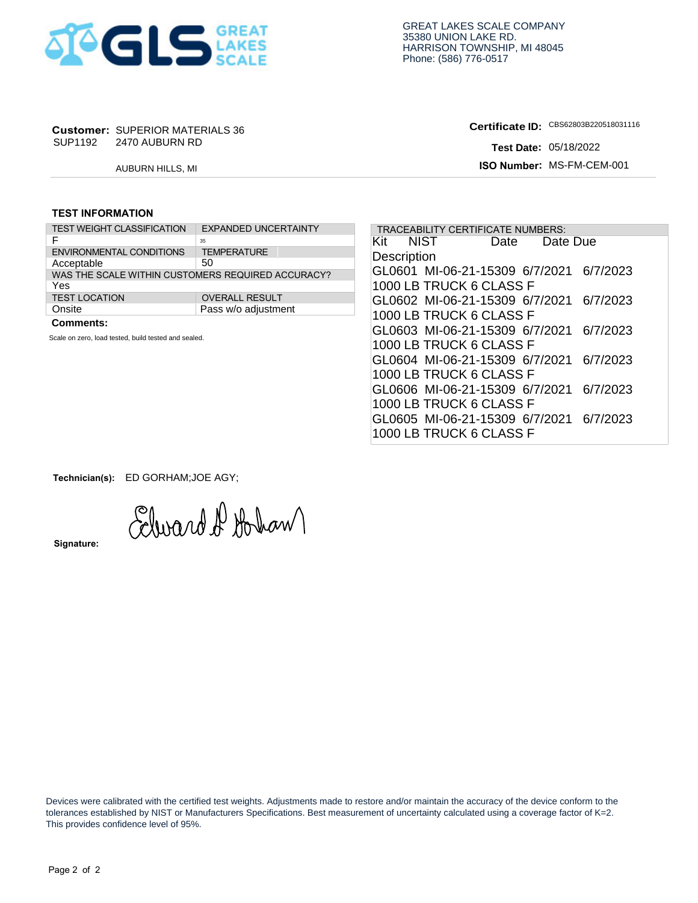GREAT LAKES SCALE COMPANY
35380 UNION LAKE RD.
HARRISON TOWNSHIP, MI 48045
Phone: (586) 776-0517

**Customer:** SUPERIOR MATERIALS 36
SUP1192 2470 AUBURN RD

AUBURN HILLS, MI

**Certificate ID:** CBS62803B220518031116

**Test Date:** 05/18/2022

**ISO Number:** MS-FM-CEM-001

## TEST INFORMATION

| TEST WEIGHT CLASSIFICATION | EXPANDED UNCERTAINTY |
|---|---|
| F | 35 |
| ENVIRONMENTAL CONDITIONS | TEMPERATURE |
| Acceptable | 50 |
| WAS THE SCALE WITHIN CUSTOMERS REQUIRED ACCURACY? | |
| Yes | |
| TEST LOCATION | OVERALL RESULT |
| Onsite | Pass w/o adjustment |

**Comments:**

Scale on zero, load tested, build tested and sealed.

TRACEABILITY CERTIFICATE NUMBERS:

| Kit | NIST | Date | Date Due |
|---|---|---|---|
| Description | | | |
| GL0601 | MI-06-21-15309 | 6/7/2021 | 6/7/2023 |
| 1000 LB TRUCK 6 CLASS F | | | |
| GL0602 | MI-06-21-15309 | 6/7/2021 | 6/7/2023 |
| 1000 LB TRUCK 6 CLASS F | | | |
| GL0603 | MI-06-21-15309 | 6/7/2021 | 6/7/2023 |
| 1000 LB TRUCK 6 CLASS F | | | |
| GL0604 | MI-06-21-15309 | 6/7/2021 | 6/7/2023 |
| 1000 LB TRUCK 6 CLASS F | | | |
| GL0606 | MI-06-21-15309 | 6/7/2021 | 6/7/2023 |
| 1000 LB TRUCK 6 CLASS F | | | |
| GL0605 | MI-06-21-15309 | 6/7/2021 | 6/7/2023 |
| 1000 LB TRUCK 6 CLASS F | | | |

**Technician(s):** ED GORHAM;JOE AGY;

**Signature:** Edward L Gorham

Devices were calibrated with the certified test weights. Adjustments made to restore and/or maintain the accuracy of the device conform to the tolerances established by NIST or Manufacturers Specifications. Best measurement of uncertainty calculated using a coverage factor of K=2. This provides confidence level of 95%.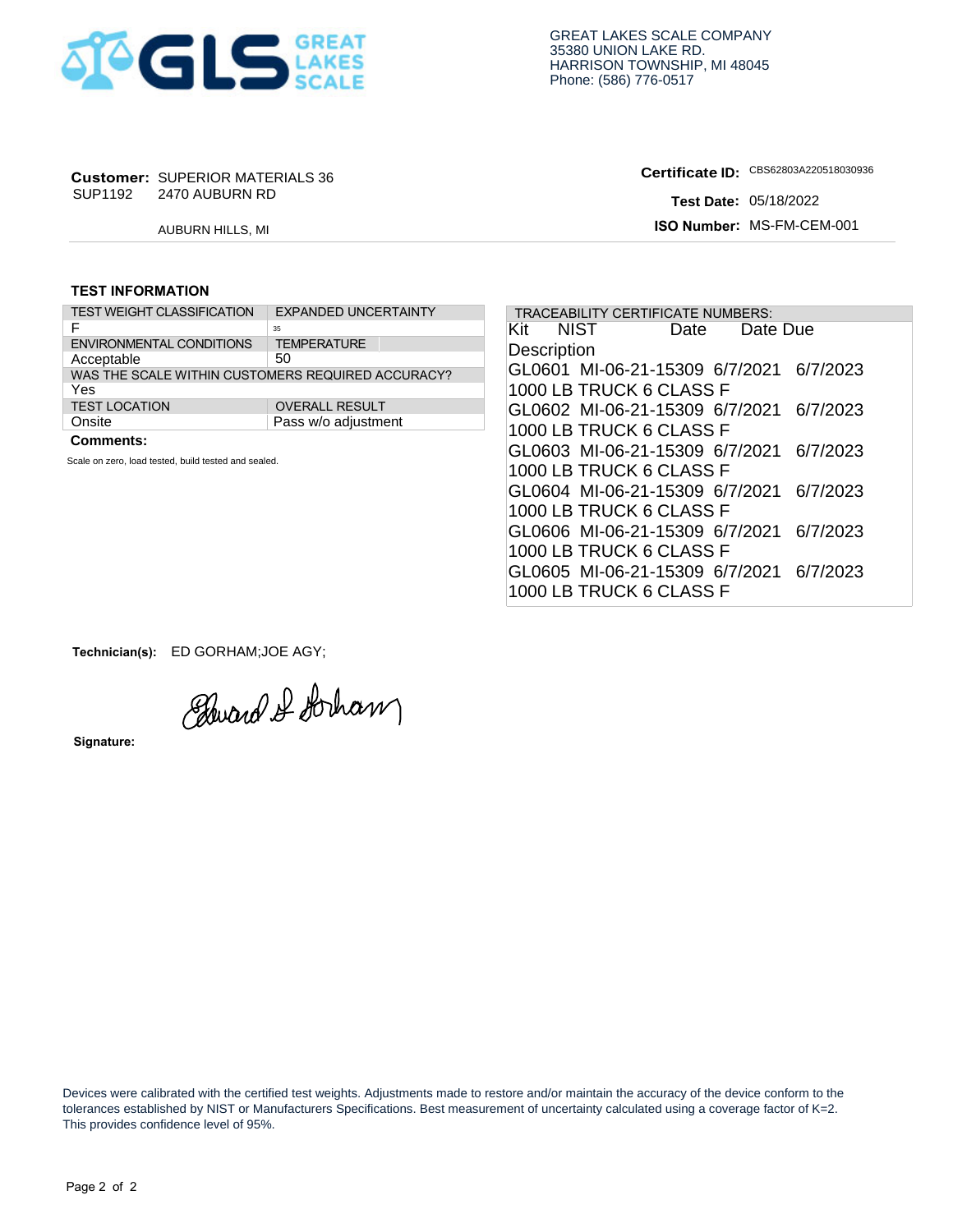GREAT LAKES SCALE COMPANY
35380 UNION LAKE RD.
HARRISON TOWNSHIP, MI 48045
Phone: (586) 776-0517

**Customer:** SUPERIOR MATERIALS 36
SUP1192 2470 AUBURN RD

AUBURN HILLS, MI

**Certificate ID:** CBS62803A220518030936

**Test Date:** 05/18/2022

**ISO Number:** MS-FM-CEM-001

## TEST INFORMATION

| TEST WEIGHT CLASSIFICATION | EXPANDED UNCERTAINTY |
|---|---|
| F | 35 |
| ENVIRONMENTAL CONDITIONS | TEMPERATURE |
| Acceptable | 50 |
| WAS THE SCALE WITHIN CUSTOMERS REQUIRED ACCURACY? | |
| Yes | |
| TEST LOCATION | OVERALL RESULT |
| Onsite | Pass w/o adjustment |

**Comments:**

Scale on zero, load tested, build tested and sealed.

TRACEABILITY CERTIFICATE NUMBERS:

| Kit | NIST | Date | Date Due |
|---|---|---|---|
| Description | | | |
| GL0601 | MI-06-21-15309 | 6/7/2021 | 6/7/2023 |
| 1000 LB TRUCK 6 CLASS F | | | |
| GL0602 | MI-06-21-15309 | 6/7/2021 | 6/7/2023 |
| 1000 LB TRUCK 6 CLASS F | | | |
| GL0603 | MI-06-21-15309 | 6/7/2021 | 6/7/2023 |
| 1000 LB TRUCK 6 CLASS F | | | |
| GL0604 | MI-06-21-15309 | 6/7/2021 | 6/7/2023 |
| 1000 LB TRUCK 6 CLASS F | | | |
| GL0606 | MI-06-21-15309 | 6/7/2021 | 6/7/2023 |
| 1000 LB TRUCK 6 CLASS F | | | |
| GL0605 | MI-06-21-15309 | 6/7/2021 | 6/7/2023 |
| 1000 LB TRUCK 6 CLASS F | | | |

**Technician(s):** ED GORHAM;JOE AGY;

**Signature:** Edward L Gorham

Devices were calibrated with the certified test weights. Adjustments made to restore and/or maintain the accuracy of the device conform to the tolerances established by NIST or Manufacturers Specifications. Best measurement of uncertainty calculated using a coverage factor of K=2. This provides confidence level of 95%.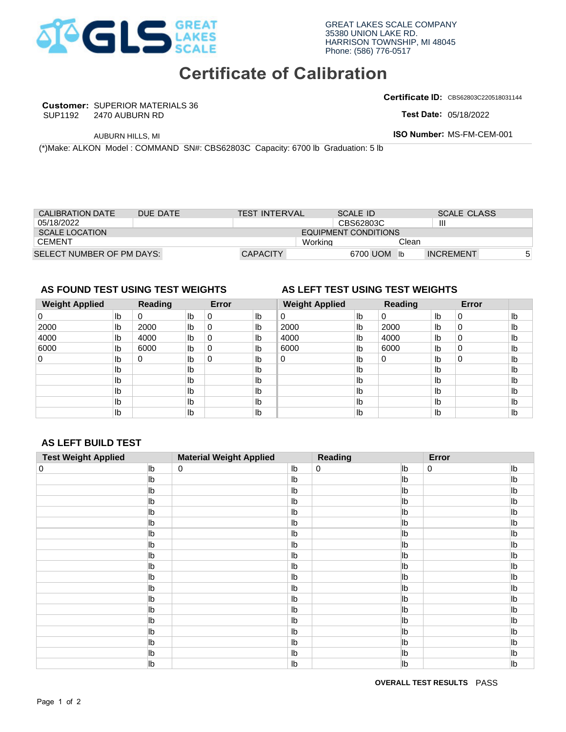GLS GREAT LAKES SCALE

GREAT LAKES SCALE COMPANY
35380 UNION LAKE RD.
HARRISON TOWNSHIP, MI 48045
Phone: (586) 776-0517

# Certificate of Calibration

**Customer:** SUPERIOR MATERIALS 36
SUP1192 2470 AUBURN RD
AUBURN HILLS, MI

**Certificate ID:** CBS62803C220518031144
**Test Date:** 05/18/2022
**ISO Number:** MS-FM-CEM-001

(*)Make: ALKON Model : COMMAND SN#: CBS62803C Capacity: 6700 lb Graduation: 5 lb

| CALIBRATION DATE | DUE DATE | TEST INTERVAL | SCALE ID | SCALE CLASS |
|---|---|---|---|---|
| 05/18/2022 | | | CBS62803C | III |

| SCALE LOCATION | EQUIPMENT CONDITIONS | |
|---|---|---|
| CEMENT | Working | Clean |

| SELECT NUMBER OF PM DAYS: | CAPACITY | 6700 UOM lb | INCREMENT | 5 |
|---|---|---|---|---|

## AS FOUND TEST USING TEST WEIGHTS

| Weight Applied | | Reading | | Error | |
|---|---|---|---|---|---|
| 0 | lb | 0 | lb | 0 | lb |
| 2000 | lb | 2000 | lb | 0 | lb |
| 4000 | lb | 4000 | lb | 0 | lb |
| 6000 | lb | 6000 | lb | 0 | lb |
| 0 | lb | 0 | lb | 0 | lb |
| | lb | | lb | | lb |
| | lb | | lb | | lb |
| | lb | | lb | | lb |
| | lb | | lb | | lb |
| | lb | | lb | | lb |

## AS LEFT TEST USING TEST WEIGHTS

| Weight Applied | | Reading | | Error | |
|---|---|---|---|---|---|
| 0 | lb | 0 | lb | 0 | lb |
| 2000 | lb | 2000 | lb | 0 | lb |
| 4000 | lb | 4000 | lb | 0 | lb |
| 6000 | lb | 6000 | lb | 0 | lb |
| 0 | lb | 0 | lb | 0 | lb |
| | lb | | lb | | lb |
| | lb | | lb | | lb |
| | lb | | lb | | lb |
| | lb | | lb | | lb |
| | lb | | lb | | lb |

## AS LEFT BUILD TEST

| Test Weight Applied | | Material Weight Applied | | Reading | | Error | |
|---|---|---|---|---|---|---|---|
| 0 | lb | 0 | lb | 0 | lb | 0 | lb |
| | lb | | lb | | lb | | lb |
| | lb | | lb | | lb | | lb |
| | lb | | lb | | lb | | lb |
| | lb | | lb | | lb | | lb |
| | lb | | lb | | lb | | lb |
| | lb | | lb | | lb | | lb |
| | lb | | lb | | lb | | lb |
| | lb | | lb | | lb | | lb |
| | lb | | lb | | lb | | lb |
| | lb | | lb | | lb | | lb |
| | lb | | lb | | lb | | lb |
| | lb | | lb | | lb | | lb |
| | lb | | lb | | lb | | lb |
| | lb | | lb | | lb | | lb |
| | lb | | lb | | lb | | lb |
| | lb | | lb | | lb | | lb |
| | lb | | lb | | lb | | lb |
| | lb | | lb | | lb | | lb |

**OVERALL TEST RESULTS** PASS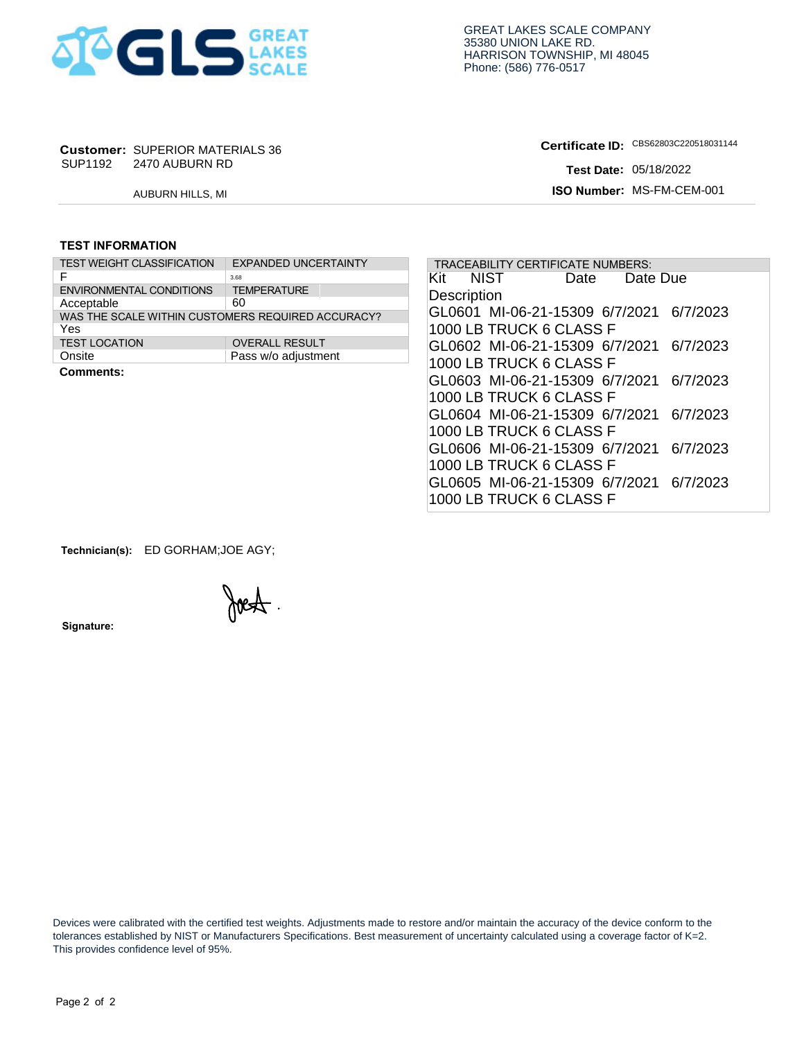GREAT LAKES SCALE COMPANY
35380 UNION LAKE RD.
HARRISON TOWNSHIP, MI 48045
Phone: (586) 776-0517

**Customer:** SUPERIOR MATERIALS 36
SUP1192 2470 AUBURN RD
AUBURN HILLS, MI

**Certificate ID:** CBS62803C220518031144
**Test Date:** 05/18/2022
**ISO Number:** MS-FM-CEM-001

**TEST INFORMATION**

| TEST WEIGHT CLASSIFICATION | EXPANDED UNCERTAINTY |
|---|---|
| F | 3.68 |
| ENVIRONMENTAL CONDITIONS | TEMPERATURE |
| Acceptable | 60 |
| WAS THE SCALE WITHIN CUSTOMERS REQUIRED ACCURACY? | |
| Yes | |
| TEST LOCATION | OVERALL RESULT |
| Onsite | Pass w/o adjustment |

**Comments:**

TRACEABILITY CERTIFICATE NUMBERS:

| Kit | NIST | Date | Date Due | Description |
|---|---|---|---|---|
| GL0601 | MI-06-21-15309 | 6/7/2021 | 6/7/2023 | 1000 LB TRUCK 6 CLASS F |
| GL0602 | MI-06-21-15309 | 6/7/2021 | 6/7/2023 | 1000 LB TRUCK 6 CLASS F |
| GL0603 | MI-06-21-15309 | 6/7/2021 | 6/7/2023 | 1000 LB TRUCK 6 CLASS F |
| GL0604 | MI-06-21-15309 | 6/7/2021 | 6/7/2023 | 1000 LB TRUCK 6 CLASS F |
| GL0606 | MI-06-21-15309 | 6/7/2021 | 6/7/2023 | 1000 LB TRUCK 6 CLASS F |
| GL0605 | MI-06-21-15309 | 6/7/2021 | 6/7/2023 | 1000 LB TRUCK 6 CLASS F |

**Technician(s):** ED GORHAM;JOE AGY;

**Signature:**

Devices were calibrated with the certified test weights. Adjustments made to restore and/or maintain the accuracy of the device conform to the tolerances established by NIST or Manufacturers Specifications. Best measurement of uncertainty calculated using a coverage factor of K=2. This provides confidence level of 95%.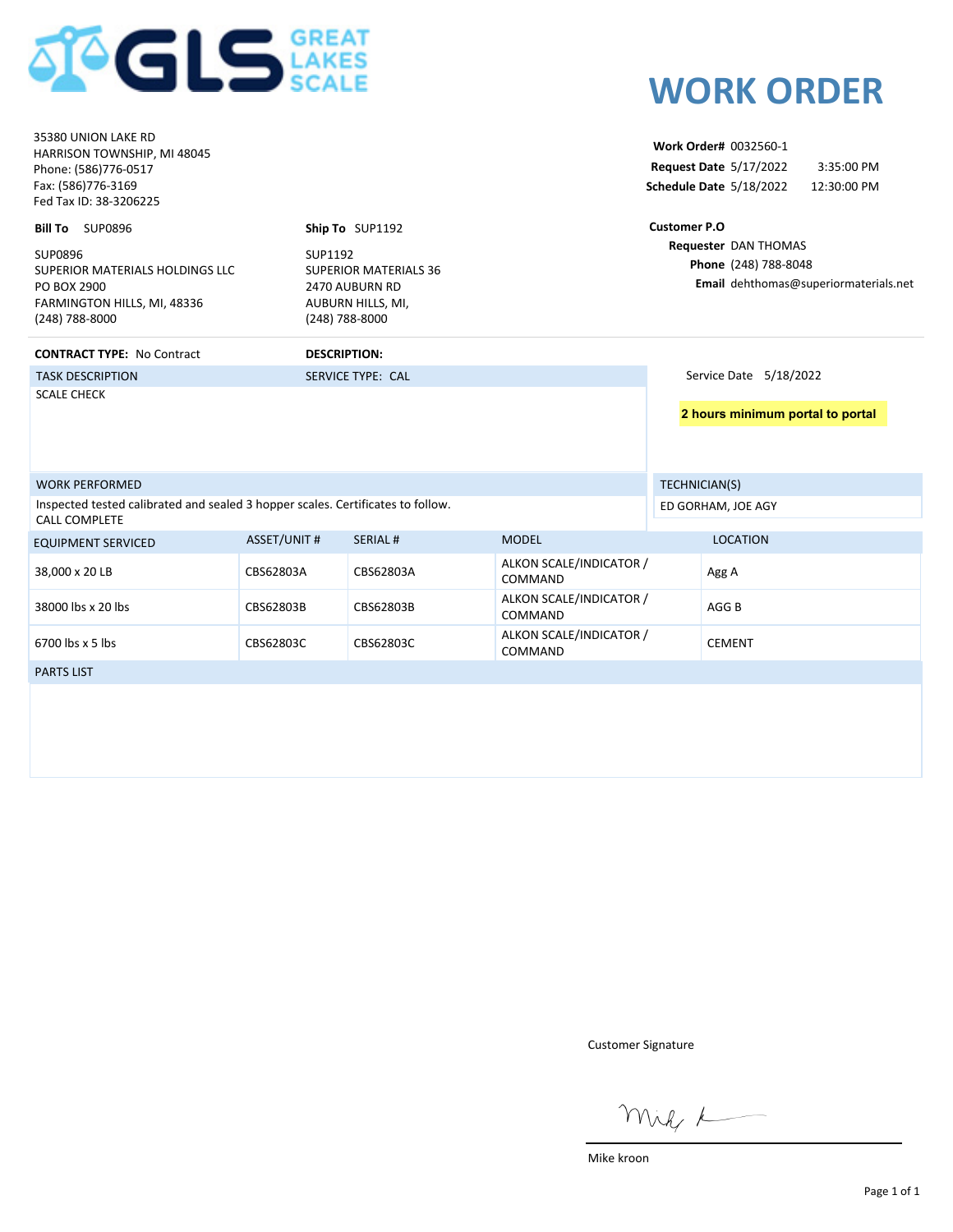GLS GREAT LAKES SCALE

# WORK ORDER

35380 UNION LAKE RD
HARRISON TOWNSHIP, MI 48045
Phone: (586)776-0517
Fax: (586)776-3169
Fed Tax ID: 38-3206225

**Work Order#** 0032560-1
**Request Date** 5/17/2022 3:35:00 PM
**Schedule Date** 5/18/2022 12:30:00 PM

**Bill To** SUP0896

SUP0896
SUPERIOR MATERIALS HOLDINGS LLC
PO BOX 2900
FARMINGTON HILLS, MI, 48336
(248) 788-8000

**Ship To** SUP1192

SUP1192
SUPERIOR MATERIALS 36
2470 AUBURN RD
AUBURN HILLS, MI,
(248) 788-8000

**Customer P.O**
**Requester** DAN THOMAS
**Phone** (248) 788-8048
**Email** dehthomas@superiormaterials.net

**CONTRACT TYPE:** No Contract

**DESCRIPTION:**

TASK DESCRIPTION — SERVICE TYPE: CAL

SCALE CHECK

Service Date 5/18/2022

**2 hours minimum portal to portal**

WORK PERFORMED

Inspected tested calibrated and sealed 3 hopper scales. Certificates to follow.
CALL COMPLETE

TECHNICIAN(S)

ED GORHAM, JOE AGY

| EQUIPMENT SERVICED | ASSET/UNIT # | SERIAL # | MODEL | LOCATION |
|---|---|---|---|---|
| 38,000 x 20 LB | CBS62803A | CBS62803A | ALKON SCALE/INDICATOR / COMMAND | Agg A |
| 38000 lbs x 20 lbs | CBS62803B | CBS62803B | ALKON SCALE/INDICATOR / COMMAND | AGG B |
| 6700 lbs x 5 lbs | CBS62803C | CBS62803C | ALKON SCALE/INDICATOR / COMMAND | CEMENT |

PARTS LIST

Customer Signature

Mike kroon